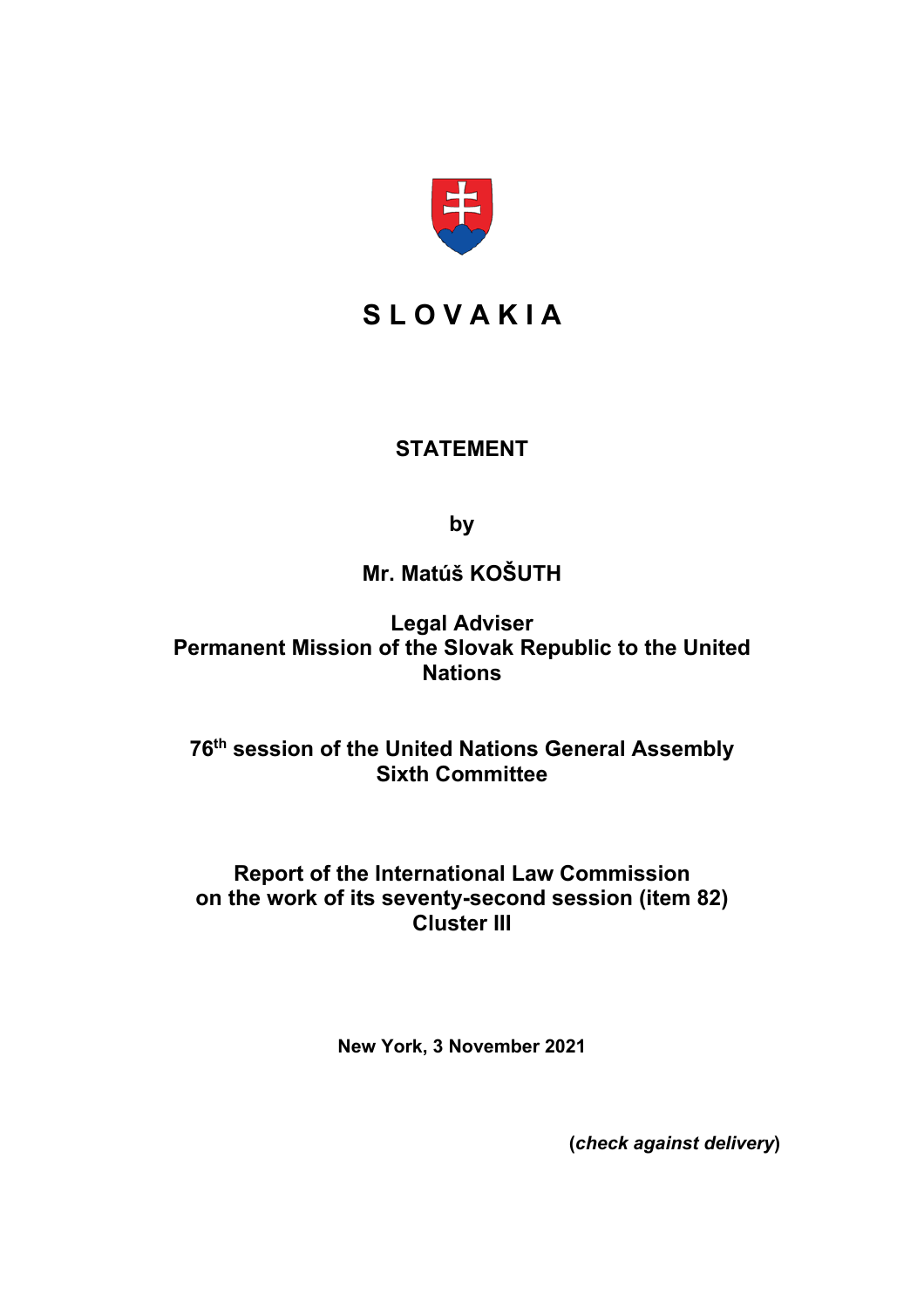# S L O V A K I A

## STATEMENT

**by**

**Mr. Matúš KOŠUTH**

**Legal Adviser**
**Permanent Mission of the Slovak Republic to the United Nations**

**76th session of the United Nations General Assembly**
**Sixth Committee**

**Report of the International Law Commission**
**on the work of its seventy-second session (item 82)**
**Cluster III**

**New York, 3 November 2021**

(***check against delivery***)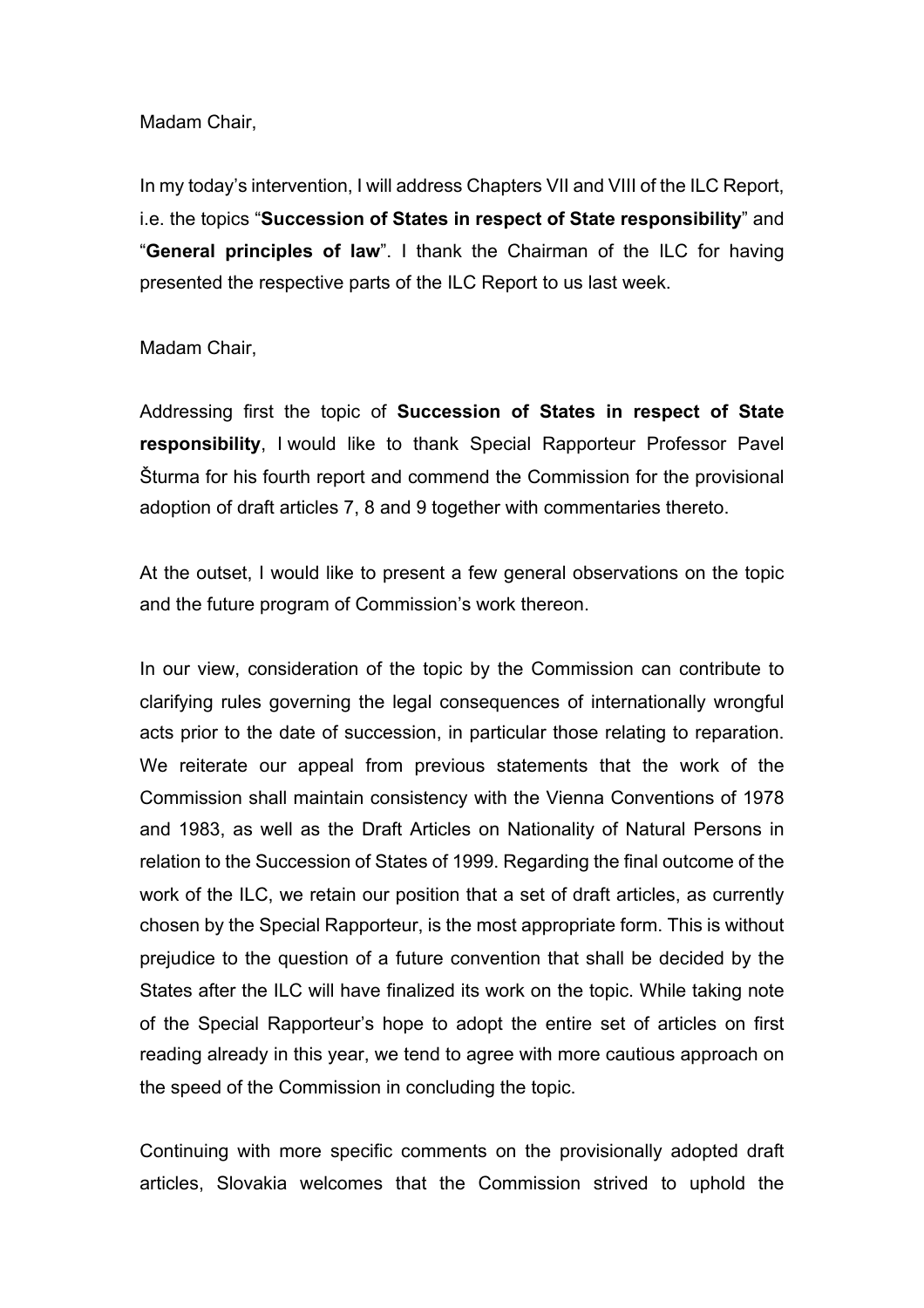Madam Chair,

In my today's intervention, I will address Chapters VII and VIII of the ILC Report, i.e. the topics "**Succession of States in respect of State responsibility**" and "**General principles of law**". I thank the Chairman of the ILC for having presented the respective parts of the ILC Report to us last week.

Madam Chair,

Addressing first the topic of **Succession of States in respect of State responsibility**, I would like to thank Special Rapporteur Professor Pavel Šturma for his fourth report and commend the Commission for the provisional adoption of draft articles 7, 8 and 9 together with commentaries thereto.

At the outset, I would like to present a few general observations on the topic and the future program of Commission's work thereon.

In our view, consideration of the topic by the Commission can contribute to clarifying rules governing the legal consequences of internationally wrongful acts prior to the date of succession, in particular those relating to reparation. We reiterate our appeal from previous statements that the work of the Commission shall maintain consistency with the Vienna Conventions of 1978 and 1983, as well as the Draft Articles on Nationality of Natural Persons in relation to the Succession of States of 1999. Regarding the final outcome of the work of the ILC, we retain our position that a set of draft articles, as currently chosen by the Special Rapporteur, is the most appropriate form. This is without prejudice to the question of a future convention that shall be decided by the States after the ILC will have finalized its work on the topic. While taking note of the Special Rapporteur's hope to adopt the entire set of articles on first reading already in this year, we tend to agree with more cautious approach on the speed of the Commission in concluding the topic.

Continuing with more specific comments on the provisionally adopted draft articles, Slovakia welcomes that the Commission strived to uphold the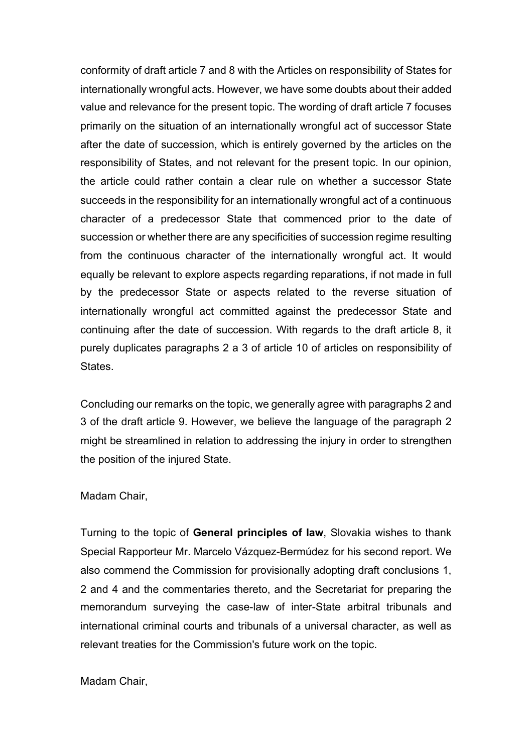conformity of draft article 7 and 8 with the Articles on responsibility of States for internationally wrongful acts. However, we have some doubts about their added value and relevance for the present topic. The wording of draft article 7 focuses primarily on the situation of an internationally wrongful act of successor State after the date of succession, which is entirely governed by the articles on the responsibility of States, and not relevant for the present topic. In our opinion, the article could rather contain a clear rule on whether a successor State succeeds in the responsibility for an internationally wrongful act of a continuous character of a predecessor State that commenced prior to the date of succession or whether there are any specificities of succession regime resulting from the continuous character of the internationally wrongful act. It would equally be relevant to explore aspects regarding reparations, if not made in full by the predecessor State or aspects related to the reverse situation of internationally wrongful act committed against the predecessor State and continuing after the date of succession. With regards to the draft article 8, it purely duplicates paragraphs 2 a 3 of article 10 of articles on responsibility of States.

Concluding our remarks on the topic, we generally agree with paragraphs 2 and 3 of the draft article 9. However, we believe the language of the paragraph 2 might be streamlined in relation to addressing the injury in order to strengthen the position of the injured State.

Madam Chair,

Turning to the topic of **General principles of law**, Slovakia wishes to thank Special Rapporteur Mr. Marcelo Vázquez-Bermúdez for his second report. We also commend the Commission for provisionally adopting draft conclusions 1, 2 and 4 and the commentaries thereto, and the Secretariat for preparing the memorandum surveying the case-law of inter-State arbitral tribunals and international criminal courts and tribunals of a universal character, as well as relevant treaties for the Commission's future work on the topic.

Madam Chair,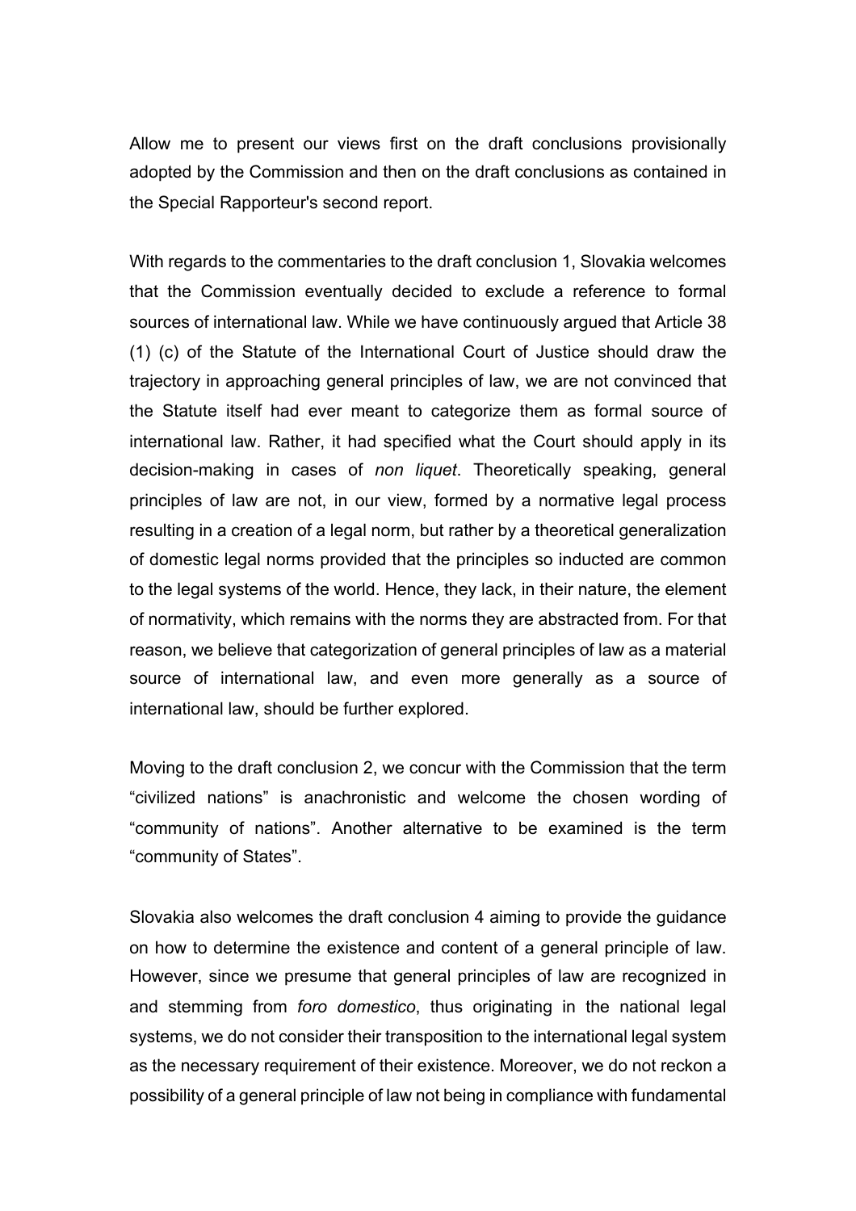Allow me to present our views first on the draft conclusions provisionally adopted by the Commission and then on the draft conclusions as contained in the Special Rapporteur's second report.

With regards to the commentaries to the draft conclusion 1, Slovakia welcomes that the Commission eventually decided to exclude a reference to formal sources of international law. While we have continuously argued that Article 38 (1) (c) of the Statute of the International Court of Justice should draw the trajectory in approaching general principles of law, we are not convinced that the Statute itself had ever meant to categorize them as formal source of international law. Rather, it had specified what the Court should apply in its decision-making in cases of *non liquet*. Theoretically speaking, general principles of law are not, in our view, formed by a normative legal process resulting in a creation of a legal norm, but rather by a theoretical generalization of domestic legal norms provided that the principles so inducted are common to the legal systems of the world. Hence, they lack, in their nature, the element of normativity, which remains with the norms they are abstracted from. For that reason, we believe that categorization of general principles of law as a material source of international law, and even more generally as a source of international law, should be further explored.

Moving to the draft conclusion 2, we concur with the Commission that the term "civilized nations" is anachronistic and welcome the chosen wording of "community of nations". Another alternative to be examined is the term "community of States".

Slovakia also welcomes the draft conclusion 4 aiming to provide the guidance on how to determine the existence and content of a general principle of law. However, since we presume that general principles of law are recognized in and stemming from *foro domestico*, thus originating in the national legal systems, we do not consider their transposition to the international legal system as the necessary requirement of their existence. Moreover, we do not reckon a possibility of a general principle of law not being in compliance with fundamental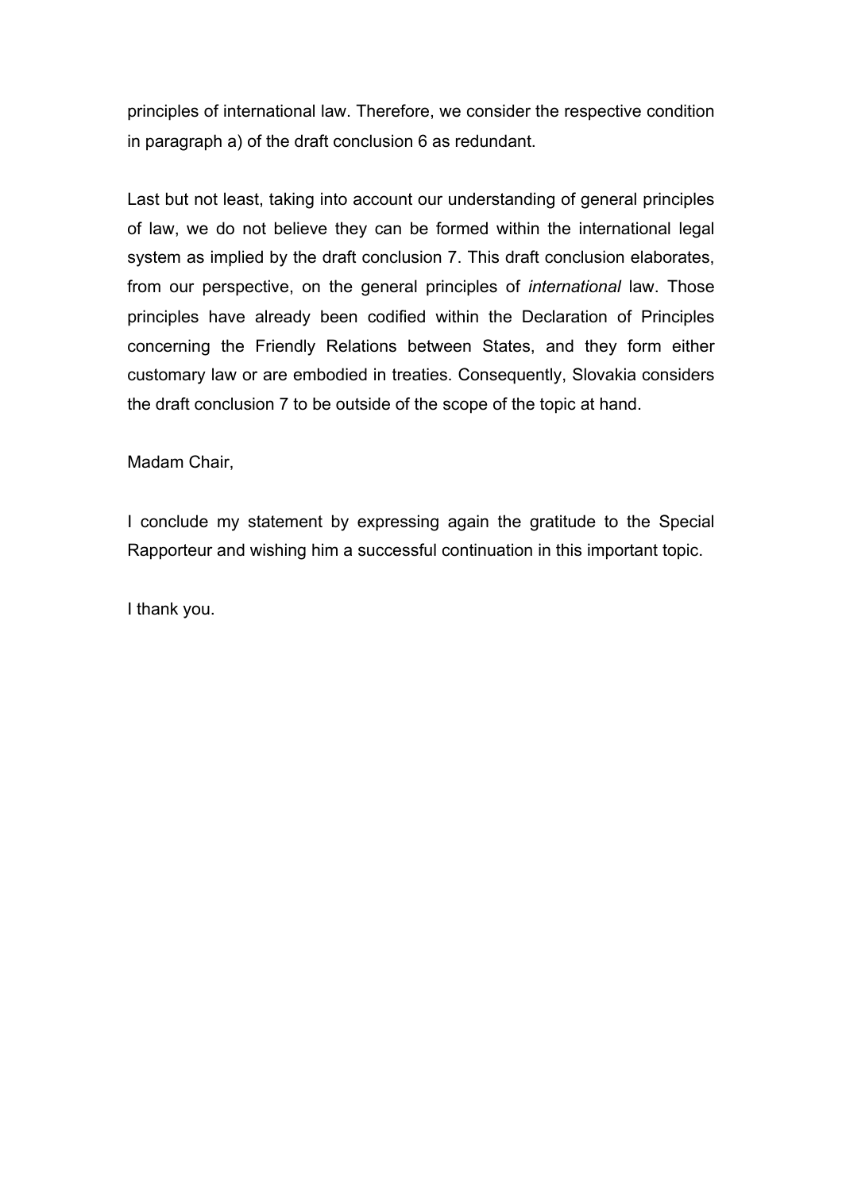principles of international law. Therefore, we consider the respective condition in paragraph a) of the draft conclusion 6 as redundant.

Last but not least, taking into account our understanding of general principles of law, we do not believe they can be formed within the international legal system as implied by the draft conclusion 7. This draft conclusion elaborates, from our perspective, on the general principles of *international* law. Those principles have already been codified within the Declaration of Principles concerning the Friendly Relations between States, and they form either customary law or are embodied in treaties. Consequently, Slovakia considers the draft conclusion 7 to be outside of the scope of the topic at hand.

Madam Chair,

I conclude my statement by expressing again the gratitude to the Special Rapporteur and wishing him a successful continuation in this important topic.

I thank you.